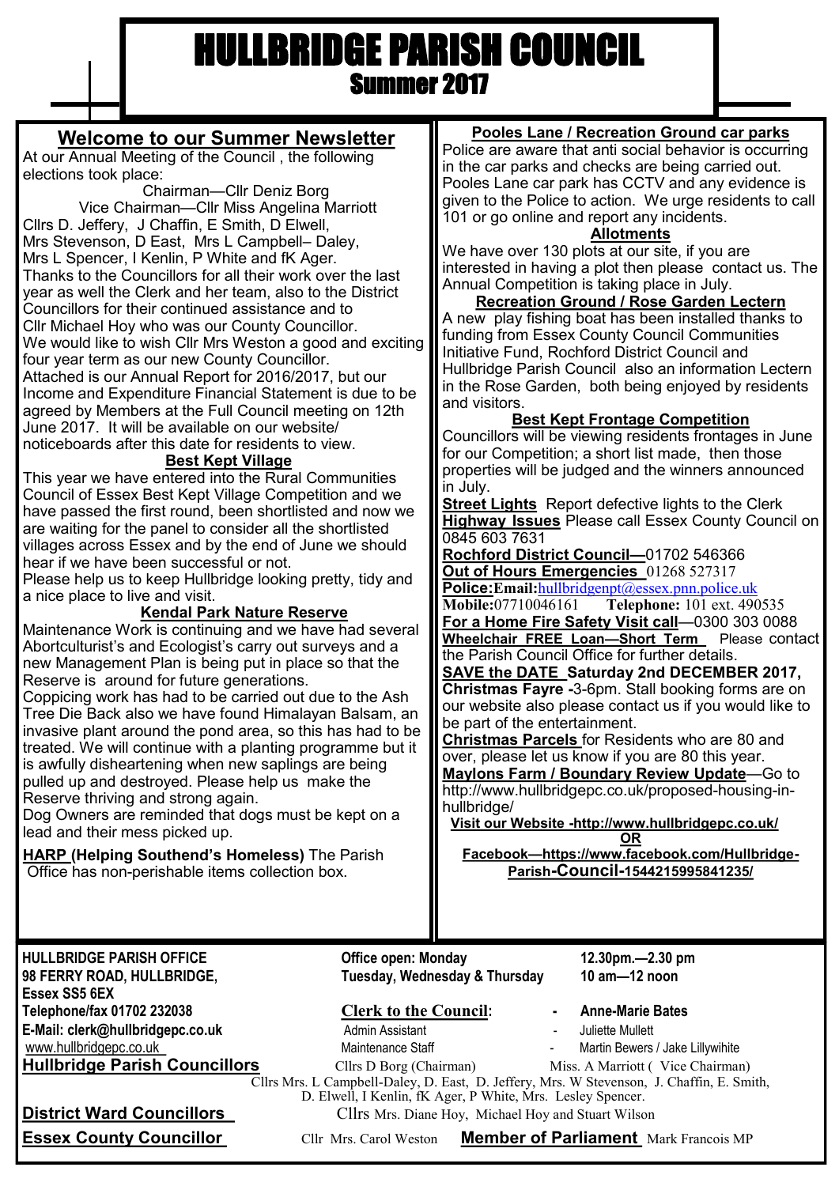# HULLBRIDGE PARISH COUNCIL

## Summer 2017

## Welcome to our Summer Newsletter

At our Annual Meeting of the Council , the following elections took place:

Chairman—Cllr Deniz Borg

Vice Chairman—Cllr Miss Angelina Marriott

Cllrs D. Jeffery, J Chaffin, E Smith, D Elwell, Mrs Stevenson, D East, Mrs L Campbell– Daley, Mrs L Spencer, I Kenlin, P White and fK Ager.

Thanks to the Councillors for all their work over the last year as well the Clerk and her team, also to the District Councillors for their continued assistance and to Cllr Michael Hoy who was our County Councillor.

We would like to wish Cllr Mrs Weston a good and exciting four year term as our new County Councillor.

Attached is our Annual Report for 2016/2017, but our Income and Expenditure Financial Statement is due to be agreed by Members at the Full Council meeting on 12th June 2017. It will be available on our website/ noticeboards after this date for residents to view.

### Best Kept Village

This year we have entered into the Rural Communities Council of Essex Best Kept Village Competition and we have passed the first round, been shortlisted and now we are waiting for the panel to consider all the shortlisted villages across Essex and by the end of June we should hear if we have been successful or not.

Please help us to keep Hullbridge looking pretty, tidy and a nice place to live and visit.

### Kendal Park Nature Reserve

Maintenance Work is continuing and we have had several Abortculturist's and Ecologist's carry out surveys and a new Management Plan is being put in place so that the Reserve is around for future generations.

Coppicing work has had to be carried out due to the Ash Tree Die Back also we have found Himalayan Balsam, an invasive plant around the pond area, so this has had to be treated. We will continue with a planting programme but it is awfully disheartening when new saplings are being pulled up and destroyed. Please help us make the Reserve thriving and strong again.

Dog Owners are reminded that dogs must be kept on a lead and their mess picked up.

**HARP (Helping Southend's Homeless)** The Parish Office has non-perishable items collection box.

### Pooles Lane / Recreation Ground car parks

Police are aware that anti social behavior is occurring in the car parks and checks are being carried out. Pooles Lane car park has CCTV and any evidence is given to the Police to action. We urge residents to call 101 or go online and report any incidents.

### Allotments

We have over 130 plots at our site, if you are interested in having a plot then please contact us. The Annual Competition is taking place in July.

### Recreation Ground / Rose Garden Lectern

A new play fishing boat has been installed thanks to funding from Essex County Council Communities Initiative Fund, Rochford District Council and Hullbridge Parish Council also an information Lectern in the Rose Garden, both being enjoyed by residents and visitors.

### Best Kept Frontage Competition

Councillors will be viewing residents frontages in June for our Competition; a short list made, then those properties will be judged and the winners announced in July.

**Street Lights** Report defective lights to the Clerk

**Highway Issues** Please call Essex County Council on 0845 603 7631

**Rochford District Council—**01702 546366

**Out of Hours Emergencies** 01268 527317

**Police:Email:**hullbridgenpt@essex.pnn.police.uk

**Mobile:**07710046161 **Telephone:** 101 ext. 490535

**For a Home Fire Safety Visit call**—0300 303 0088

**Wheelchair FREE Loan—Short Term** Please contact the Parish Council Office for further details.

**SAVE the DATE Saturday 2nd DECEMBER 2017, Christmas Fayre -**3-6pm. Stall booking forms are on our website also please contact us if you would like to be part of the entertainment.

**Christmas Parcels** for Residents who are 80 and over, please let us know if you are 80 this year.

**Maylons Farm / Boundary Review Update**—Go to http://www.hullbridgepc.co.uk/proposed-housing-in-hullbridge/

**Visit our Website -http://www.hullbridgepc.co.uk/**

**OR**

**Facebook—https://www.facebook.com/Hullbridge-Parish-Council-1544215995841235/**

---

**HULLBRIDGE PARISH OFFICE**
**98 FERRY ROAD, HULLBRIDGE,**
**Essex SS5 6EX**
**Telephone/fax 01702 232038**
**E-Mail: clerk@hullbridgepc.co.uk**
www.hullbridgepc.co.uk

**Office open: Monday** 12.30pm.—2.30 pm
**Tuesday, Wednesday & Thursday** 10 am—12 noon

**Clerk to the Council:** - Anne-Marie Bates
Admin Assistant - Juliette Mullett
Maintenance Staff - Martin Bewers / Jake Lillywihite

**Hullbridge Parish Councillors** Cllrs D Borg (Chairman) Miss. A Marriott ( Vice Chairman)
Cllrs Mrs. L Campbell-Daley, D. East, D. Jeffery, Mrs. W Stevenson, J. Chaffin, E. Smith, D. Elwell, I Kenlin, fK Ager, P White, Mrs. Lesley Spencer.

**District Ward Councillors** Cllrs Mrs. Diane Hoy, Michael Hoy and Stuart Wilson

**Essex County Councillor** Cllr Mrs. Carol Weston **Member of Parliament** Mark Francois MP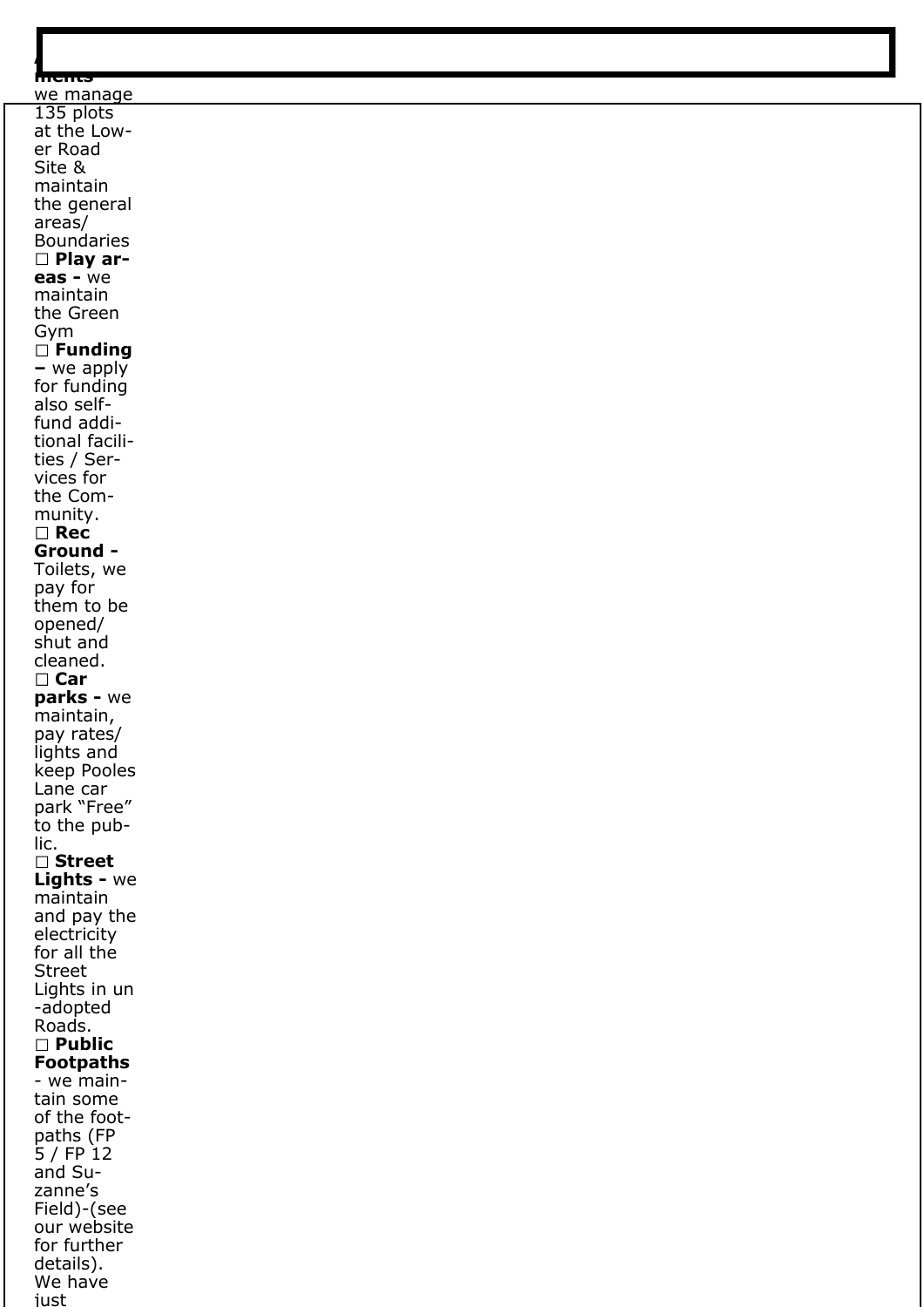ments - we manage 135 plots at the Lower Road Site & maintain the general areas/ Boundaries

- **Play areas -** we maintain the Green Gym
- **Funding –** we apply for funding also self-fund additional facilities / Services for the Community.
- **Rec Ground -** Toilets, we pay for them to be opened/ shut and cleaned.
- **Car parks -** we maintain, pay rates/ lights and keep Pooles Lane car park "Free" to the public.
- **Street Lights -** we maintain and pay the electricity for all the Street Lights in un-adopted Roads.
- **Public Footpaths** - we maintain some of the footpaths (FP 5 / FP 12 and Suzanne's Field)-(see our website for further details). We have just